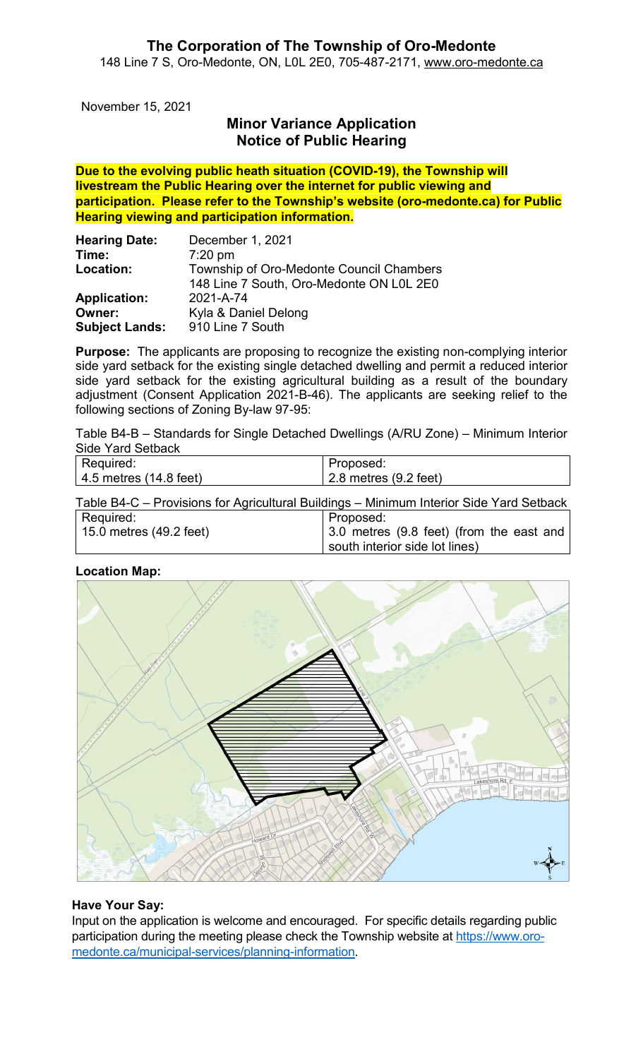# The Corporation of The Township of Oro-Medonte

148 Line 7 S, Oro-Medonte, ON, L0L 2E0, 705-487-2171, www.oro-medonte.ca

November 15, 2021

## Minor Variance Application
## Notice of Public Hearing

**Due to the evolving public heath situation (COVID-19), the Township will livestream the Public Hearing over the internet for public viewing and participation. Please refer to the Township's website (oro-medonte.ca) for Public Hearing viewing and participation information.**

| | |
|---|---|
| **Hearing Date:** | December 1, 2021 |
| **Time:** | 7:20 pm |
| **Location:** | Township of Oro-Medonte Council Chambers<br>148 Line 7 South, Oro-Medonte ON L0L 2E0 |
| **Application:** | 2021-A-74 |
| **Owner:** | Kyla & Daniel Delong |
| **Subject Lands:** | 910 Line 7 South |

**Purpose:** The applicants are proposing to recognize the existing non-complying interior side yard setback for the existing single detached dwelling and permit a reduced interior side yard setback for the existing agricultural building as a result of the boundary adjustment (Consent Application 2021-B-46). The applicants are seeking relief to the following sections of Zoning By-law 97-95:

Table B4-B – Standards for Single Detached Dwellings (A/RU Zone) – Minimum Interior Side Yard Setback

| Required: | Proposed: |
|---|---|
| 4.5 metres (14.8 feet) | 2.8 metres (9.2 feet) |

Table B4-C – Provisions for Agricultural Buildings – Minimum Interior Side Yard Setback

| Required: | Proposed: |
|---|---|
| 15.0 metres (49.2 feet) | 3.0 metres (9.8 feet) (from the east and south interior side lot lines) |

**Location Map:**

**Have Your Say:**

Input on the application is welcome and encouraged. For specific details regarding public participation during the meeting please check the Township website at https://www.oro-medonte.ca/municipal-services/planning-information.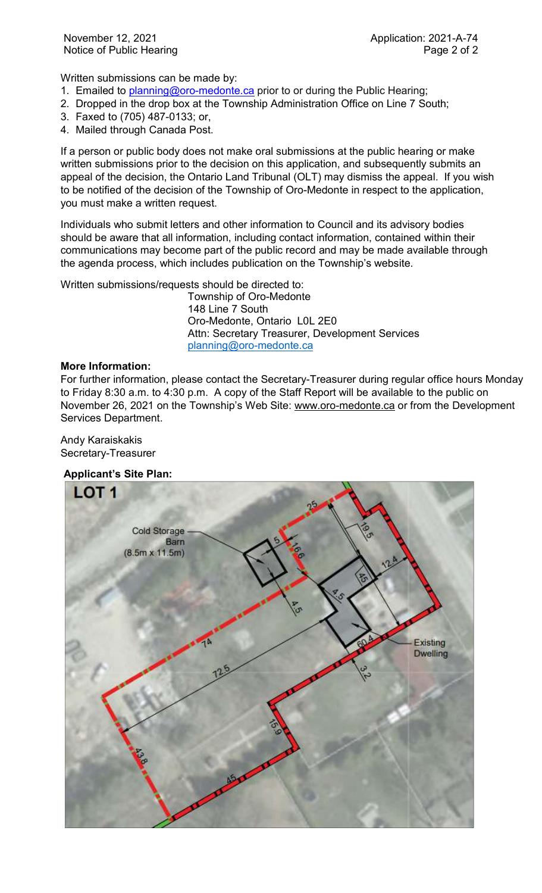Written submissions can be made by:

1. Emailed to planning@oro-medonte.ca prior to or during the Public Hearing;
2. Dropped in the drop box at the Township Administration Office on Line 7 South;
3. Faxed to (705) 487-0133; or,
4. Mailed through Canada Post.

If a person or public body does not make oral submissions at the public hearing or make written submissions prior to the decision on this application, and subsequently submits an appeal of the decision, the Ontario Land Tribunal (OLT) may dismiss the appeal. If you wish to be notified of the decision of the Township of Oro-Medonte in respect to the application, you must make a written request.

Individuals who submit letters and other information to Council and its advisory bodies should be aware that all information, including contact information, contained within their communications may become part of the public record and may be made available through the agenda process, which includes publication on the Township's website.

Written submissions/requests should be directed to:

Township of Oro-Medonte
148 Line 7 South
Oro-Medonte, Ontario L0L 2E0
Attn: Secretary Treasurer, Development Services
planning@oro-medonte.ca

**More Information:**

For further information, please contact the Secretary-Treasurer during regular office hours Monday to Friday 8:30 a.m. to 4:30 p.m. A copy of the Staff Report will be available to the public on November 26, 2021 on the Township's Web Site: www.oro-medonte.ca or from the Development Services Department.

Andy Karaiskakis
Secretary-Treasurer

**Applicant's Site Plan:**

LOT 1

Cold Storage Barn (8.5m x 11.5m)

Existing Dwelling

25

5

16.6

19.5

4.5

4.5

45

12.4

74

72.5

60.4

3.2

15.9

43.8

45